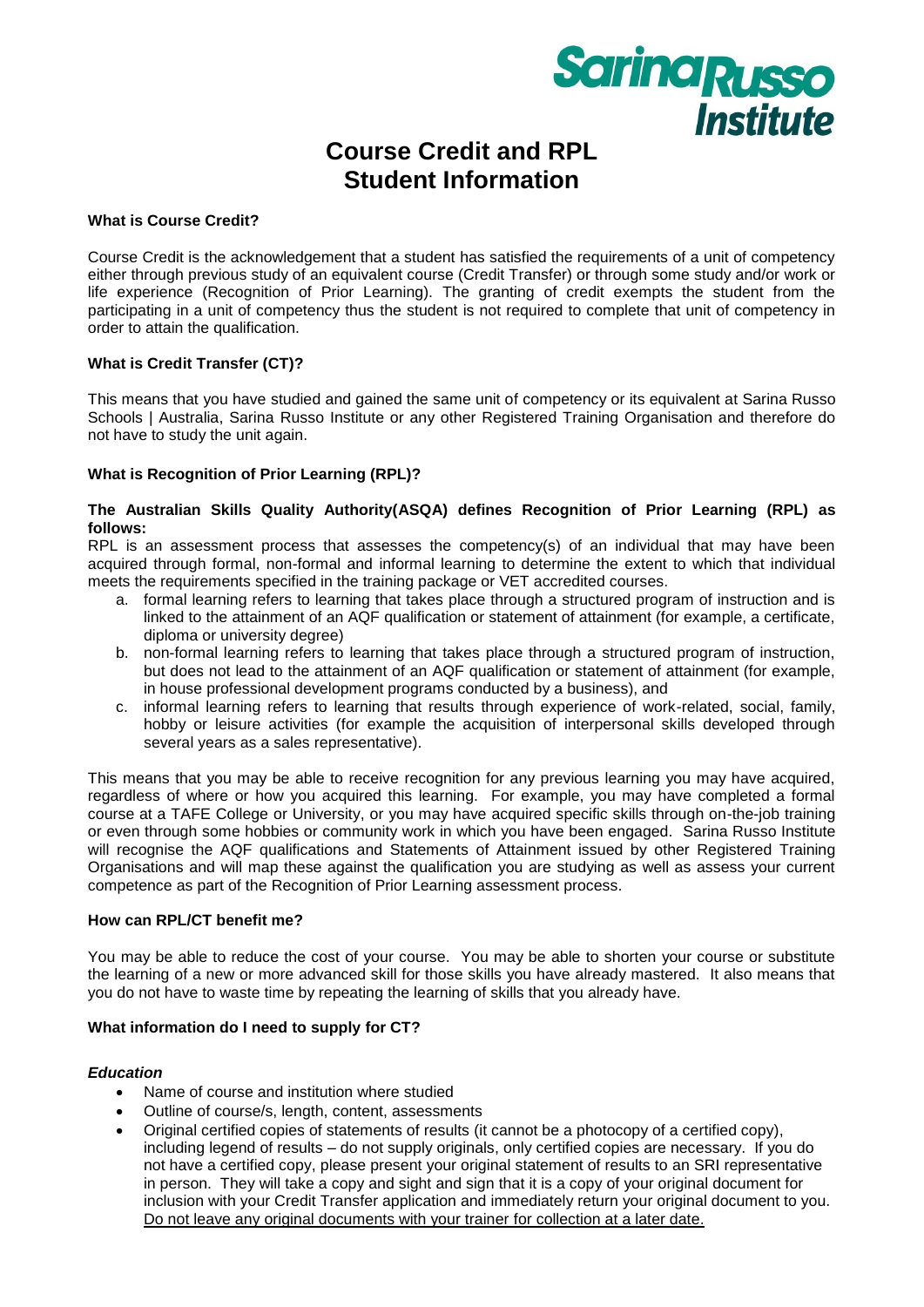# Course Credit and RPL Student Information

**What is Course Credit?**

Course Credit is the acknowledgement that a student has satisfied the requirements of a unit of competency either through previous study of an equivalent course (Credit Transfer) or through some study and/or work or life experience (Recognition of Prior Learning). The granting of credit exempts the student from the participating in a unit of competency thus the student is not required to complete that unit of competency in order to attain the qualification.

**What is Credit Transfer (CT)?**

This means that you have studied and gained the same unit of competency or its equivalent at Sarina Russo Schools | Australia, Sarina Russo Institute or any other Registered Training Organisation and therefore do not have to study the unit again.

**What is Recognition of Prior Learning (RPL)?**

**The Australian Skills Quality Authority(ASQA) defines Recognition of Prior Learning (RPL) as follows:**

RPL is an assessment process that assesses the competency(s) of an individual that may have been acquired through formal, non-formal and informal learning to determine the extent to which that individual meets the requirements specified in the training package or VET accredited courses.

a. formal learning refers to learning that takes place through a structured program of instruction and is linked to the attainment of an AQF qualification or statement of attainment (for example, a certificate, diploma or university degree)
b. non-formal learning refers to learning that takes place through a structured program of instruction, but does not lead to the attainment of an AQF qualification or statement of attainment (for example, in house professional development programs conducted by a business), and
c. informal learning refers to learning that results through experience of work-related, social, family, hobby or leisure activities (for example the acquisition of interpersonal skills developed through several years as a sales representative).

This means that you may be able to receive recognition for any previous learning you may have acquired, regardless of where or how you acquired this learning. For example, you may have completed a formal course at a TAFE College or University, or you may have acquired specific skills through on-the-job training or even through some hobbies or community work in which you have been engaged. Sarina Russo Institute will recognise the AQF qualifications and Statements of Attainment issued by other Registered Training Organisations and will map these against the qualification you are studying as well as assess your current competence as part of the Recognition of Prior Learning assessment process.

**How can RPL/CT benefit me?**

You may be able to reduce the cost of your course. You may be able to shorten your course or substitute the learning of a new or more advanced skill for those skills you have already mastered. It also means that you do not have to waste time by repeating the learning of skills that you already have.

**What information do I need to supply for CT?**

***Education***

- Name of course and institution where studied
- Outline of course/s, length, content, assessments
- Original certified copies of statements of results (it cannot be a photocopy of a certified copy), including legend of results – do not supply originals, only certified copies are necessary. If you do not have a certified copy, please present your original statement of results to an SRI representative in person. They will take a copy and sight and sign that it is a copy of your original document for inclusion with your Credit Transfer application and immediately return your original document to you. <u>Do not leave any original documents with your trainer for collection at a later date.</u>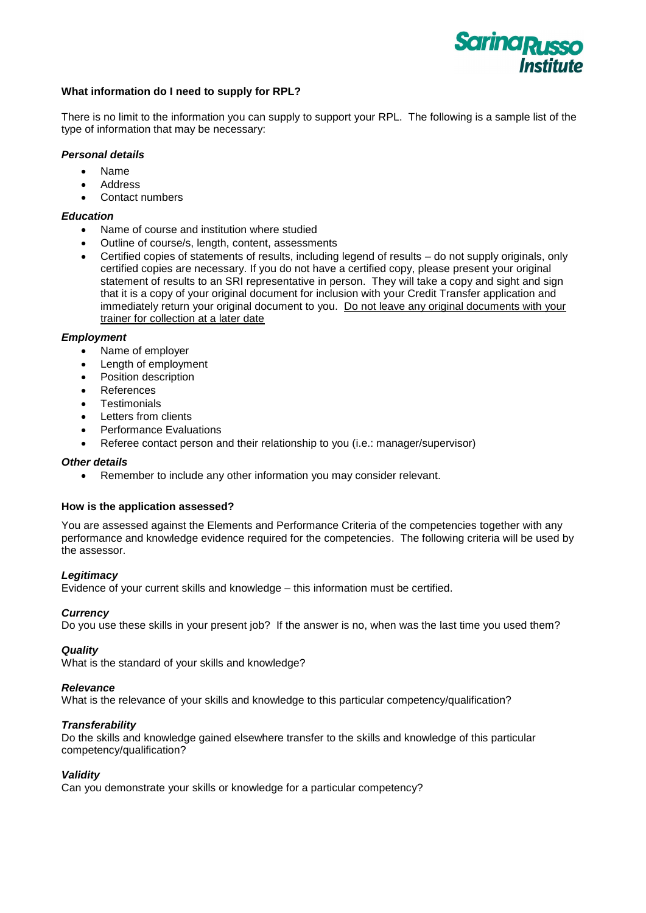## What information do I need to supply for RPL?

There is no limit to the information you can supply to support your RPL. The following is a sample list of the type of information that may be necessary:

### *Personal details*

- Name
- Address
- Contact numbers

### *Education*

- Name of course and institution where studied
- Outline of course/s, length, content, assessments
- Certified copies of statements of results, including legend of results – do not supply originals, only certified copies are necessary. If you do not have a certified copy, please present your original statement of results to an SRI representative in person. They will take a copy and sight and sign that it is a copy of your original document for inclusion with your Credit Transfer application and immediately return your original document to you. <u>Do not leave any original documents with your trainer for collection at a later date</u>

### *Employment*

- Name of employer
- Length of employment
- Position description
- References
- Testimonials
- Letters from clients
- Performance Evaluations
- Referee contact person and their relationship to you (i.e.: manager/supervisor)

### *Other details*

- Remember to include any other information you may consider relevant.

## How is the application assessed?

You are assessed against the Elements and Performance Criteria of the competencies together with any performance and knowledge evidence required for the competencies. The following criteria will be used by the assessor.

### *Legitimacy*

Evidence of your current skills and knowledge – this information must be certified.

### *Currency*

Do you use these skills in your present job? If the answer is no, when was the last time you used them?

### *Quality*

What is the standard of your skills and knowledge?

### *Relevance*

What is the relevance of your skills and knowledge to this particular competency/qualification?

### *Transferability*

Do the skills and knowledge gained elsewhere transfer to the skills and knowledge of this particular competency/qualification?

### *Validity*

Can you demonstrate your skills or knowledge for a particular competency?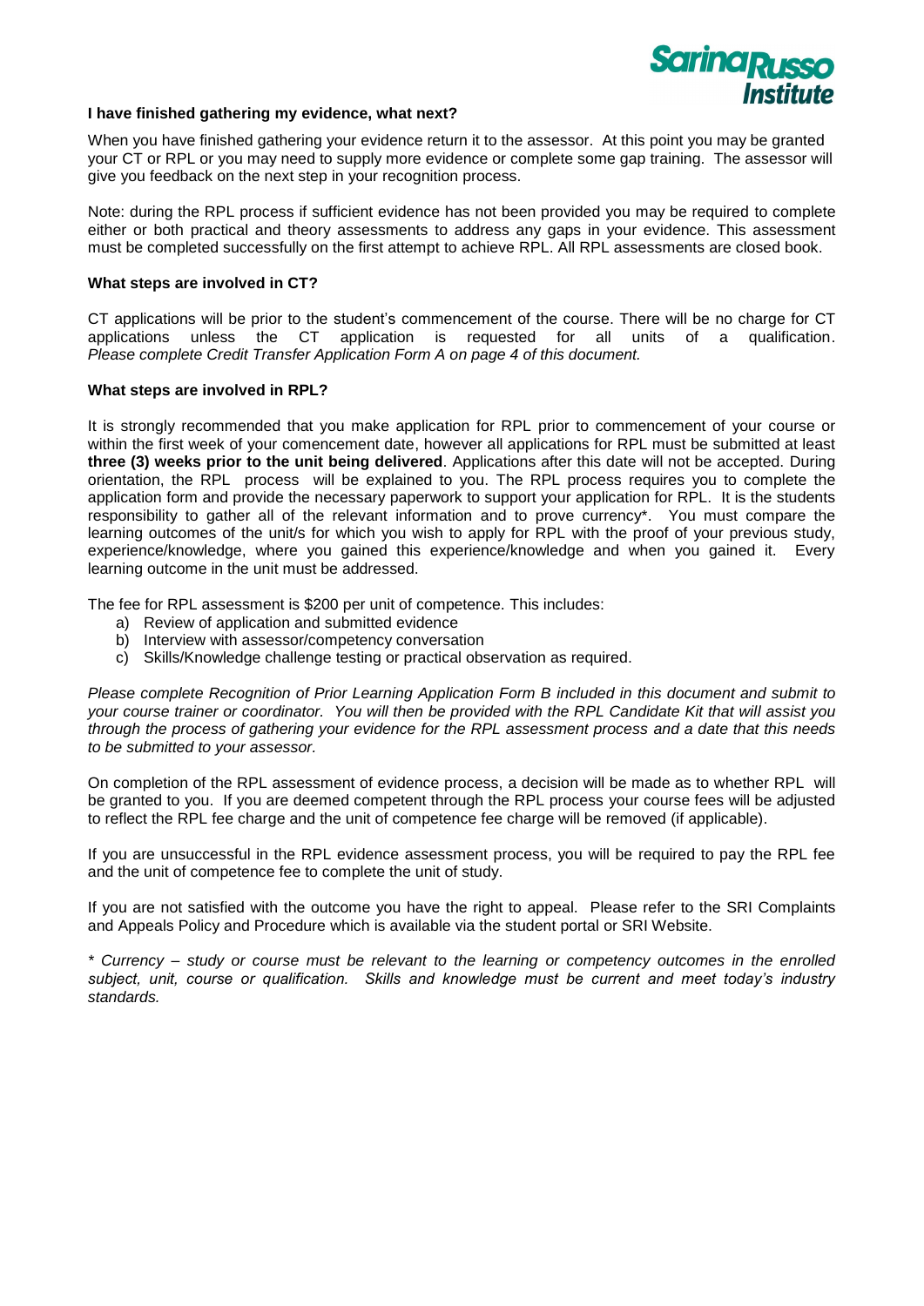**I have finished gathering my evidence, what next?**

When you have finished gathering your evidence return it to the assessor. At this point you may be granted your CT or RPL or you may need to supply more evidence or complete some gap training. The assessor will give you feedback on the next step in your recognition process.

Note: during the RPL process if sufficient evidence has not been provided you may be required to complete either or both practical and theory assessments to address any gaps in your evidence. This assessment must be completed successfully on the first attempt to achieve RPL. All RPL assessments are closed book.

**What steps are involved in CT?**

CT applications will be prior to the student's commencement of the course. There will be no charge for CT applications unless the CT application is requested for all units of a qualification. *Please complete Credit Transfer Application Form A on page 4 of this document.*

**What steps are involved in RPL?**

It is strongly recommended that you make application for RPL prior to commencement of your course or within the first week of your comencement date, however all applications for RPL must be submitted at least **three (3) weeks prior to the unit being delivered**. Applications after this date will not be accepted. During orientation, the RPL process will be explained to you. The RPL process requires you to complete the application form and provide the necessary paperwork to support your application for RPL. It is the students responsibility to gather all of the relevant information and to prove currency*. You must compare the learning outcomes of the unit/s for which you wish to apply for RPL with the proof of your previous study, experience/knowledge, where you gained this experience/knowledge and when you gained it. Every learning outcome in the unit must be addressed.

The fee for RPL assessment is $200 per unit of competence. This includes:

a) Review of application and submitted evidence
b) Interview with assessor/competency conversation
c) Skills/Knowledge challenge testing or practical observation as required.

*Please complete Recognition of Prior Learning Application Form B included in this document and submit to your course trainer or coordinator. You will then be provided with the RPL Candidate Kit that will assist you through the process of gathering your evidence for the RPL assessment process and a date that this needs to be submitted to your assessor.*

On completion of the RPL assessment of evidence process, a decision will be made as to whether RPL will be granted to you. If you are deemed competent through the RPL process your course fees will be adjusted to reflect the RPL fee charge and the unit of competence fee charge will be removed (if applicable).

If you are unsuccessful in the RPL evidence assessment process, you will be required to pay the RPL fee and the unit of competence fee to complete the unit of study.

If you are not satisfied with the outcome you have the right to appeal. Please refer to the SRI Complaints and Appeals Policy and Procedure which is available via the student portal or SRI Website.

*\* Currency – study or course must be relevant to the learning or competency outcomes in the enrolled subject, unit, course or qualification. Skills and knowledge must be current and meet today's industry standards.*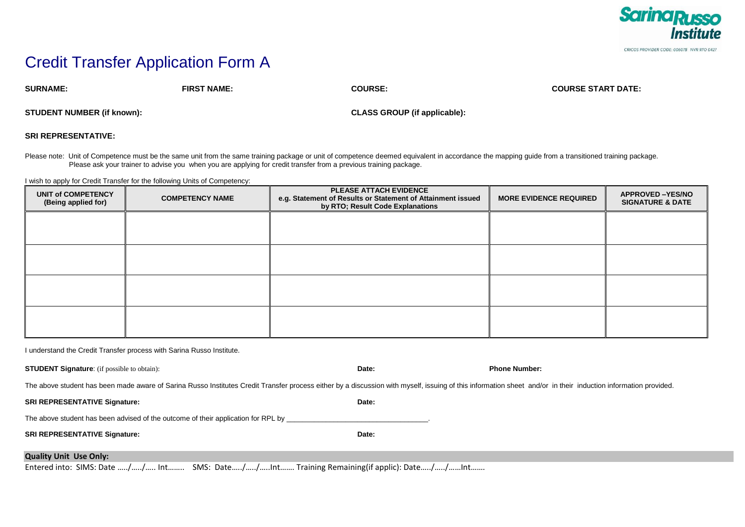Sarina Russo Institute

CRICOS PROVIDER CODE: 00607B NVR RTO 0427

# Credit Transfer Application Form A

**SURNAME:** **FIRST NAME:** **COURSE:** **COURSE START DATE:**

**STUDENT NUMBER (if known):** **CLASS GROUP (if applicable):**

**SRI REPRESENTATIVE:**

Please note: Unit of Competence must be the same unit from the same training package or unit of competence deemed equivalent in accordance the mapping guide from a transitioned training package. Please ask your trainer to advise you when you are applying for credit transfer from a previous training package.

I wish to apply for Credit Transfer for the following Units of Competency:

| UNIT of COMPETENCY (Being applied for) | COMPETENCY NAME | PLEASE ATTACH EVIDENCE e.g. Statement of Results or Statement of Attainment issued by RTO; Result Code Explanations | MORE EVIDENCE REQUIRED | APPROVED –YES/NO SIGNATURE & DATE |
|---|---|---|---|---|
| | | | | |
| | | | | |
| | | | | |
| | | | | |

I understand the Credit Transfer process with Sarina Russo Institute.

**STUDENT Signature**: (if possible to obtain): **Date:** **Phone Number:**

The above student has been made aware of Sarina Russo Institutes Credit Transfer process either by a discussion with myself, issuing of this information sheet and/or in their induction information provided.

**SRI REPRESENTATIVE Signature:** **Date:**

The above student has been advised of the outcome of their application for RPL by ___________________________________.

**SRI REPRESENTATIVE Signature:** **Date:**

**Quality Unit Use Only:**

Entered into: SIMS: Date …../…../….. Int…….. SMS: Date…../…../…..Int……. Training Remaining(if applic): Date…../…../……Int…….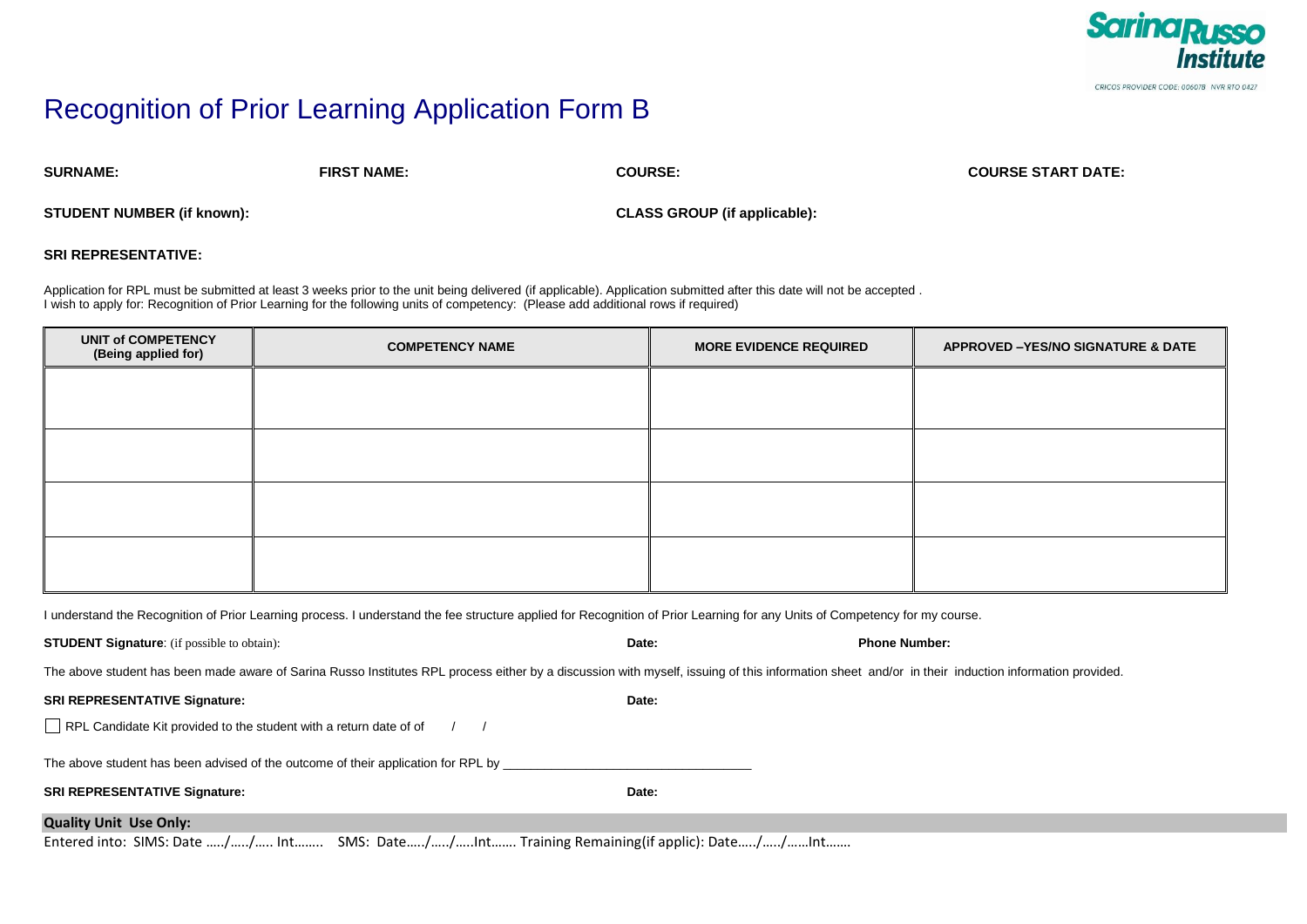Sarina Russo Institute

CRICOS PROVIDER CODE: 00607B NVR RTO 0427

# Recognition of Prior Learning Application Form B

**SURNAME:** **FIRST NAME:** **COURSE:** **COURSE START DATE:**

**STUDENT NUMBER (if known):** **CLASS GROUP (if applicable):**

**SRI REPRESENTATIVE:**

Application for RPL must be submitted at least 3 weeks prior to the unit being delivered (if applicable). Application submitted after this date will not be accepted .
I wish to apply for: Recognition of Prior Learning for the following units of competency: (Please add additional rows if required)

| UNIT of COMPETENCY (Being applied for) | COMPETENCY NAME | MORE EVIDENCE REQUIRED | APPROVED –YES/NO SIGNATURE & DATE |
|---|---|---|---|
| | | | |
| | | | |
| | | | |
| | | | |

I understand the Recognition of Prior Learning process. I understand the fee structure applied for Recognition of Prior Learning for any Units of Competency for my course.

**STUDENT Signature**: (if possible to obtain): **Date:** **Phone Number:**

The above student has been made aware of Sarina Russo Institutes RPL process either by a discussion with myself, issuing of this information sheet and/or in their induction information provided.

**SRI REPRESENTATIVE Signature:** **Date:**

☐ RPL Candidate Kit provided to the student with a return date of of / /

The above student has been advised of the outcome of their application for RPL by ___________________________________

**SRI REPRESENTATIVE Signature:** **Date:**

**Quality Unit Use Only:**

Entered into: SIMS: Date …../…../….. Int…….. SMS: Date…../…../…..Int……. Training Remaining(if applic): Date…../…../……Int…….